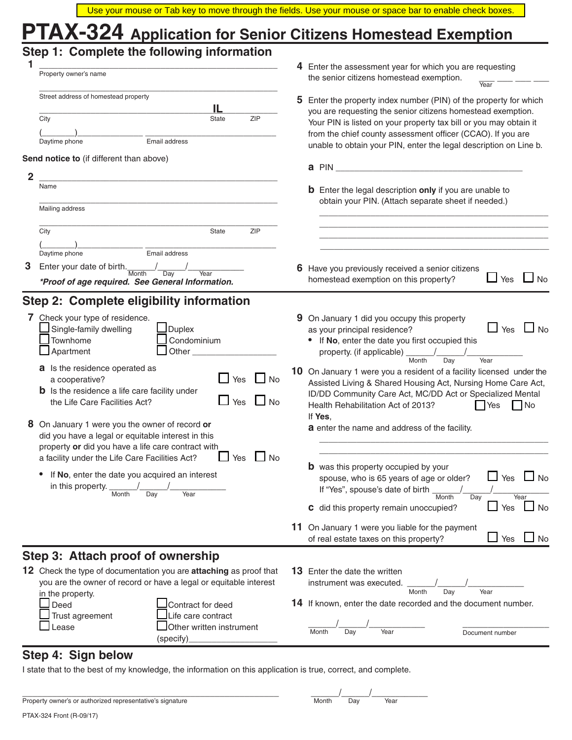Use your mouse or Tab key to move through the fields. Use your mouse or space bar to enable check boxes.

# PTAX-324 Application for Senior Citizens Homestead Exemption

## Step 1: Complete the following information

**1** ______________________________
Property owner's name

______________________________
Street address of homestead property

______________________________ IL ________
City State ZIP

(_______)______________ ______________________
Daytime phone Email address

**Send notice to** (if different than above)

**2** ______________________________
Name

______________________________
Mailing address

______________________________
City State ZIP

(_______)______________ ______________________
Daytime phone Email address

**3** Enter your date of birth. ____/____/________
Month Day Year

***Proof of age required. See General Information.***

**4** Enter the assessment year for which you are requesting the senior citizens homestead exemption. ___ ___ ___ ___
Year

**5** Enter the property index number (PIN) of the property for which you are requesting the senior citizens homestead exemption. Your PIN is listed on your property tax bill or you may obtain it from the chief county assessment officer (CCAO). If you are unable to obtain your PIN, enter the legal description on Line b.

**a** PIN ______________________________

**b** Enter the legal description **only** if you are unable to obtain your PIN. (Attach separate sheet if needed.)

______________________________
______________________________
______________________________
______________________________

**6** Have you previously received a senior citizens homestead exemption on this property? ☐ Yes ☐ No

## Step 2: Complete eligibility information

**7** Check your type of residence.

☐ Single-family dwelling ☐ Duplex
☐ Townhome ☐ Condominium
☐ Apartment ☐ Other ______________

**a** Is the residence operated as a cooperative? ☐ Yes ☐ No

**b** Is the residence a life care facility under the Life Care Facilities Act? ☐ Yes ☐ No

**8** On January 1 were you the owner of record **or** did you have a legal or equitable interest in this property **or** did you have a life care contract with a facility under the Life Care Facilities Act? ☐ Yes ☐ No

- If **No**, enter the date you acquired an interest in this property. ____/____/________
Month Day Year

**9** On January 1 did you occupy this property as your principal residence? ☐ Yes ☐ No

- If **No**, enter the date you first occupied this property. (if applicable) ____/____/________
Month Day Year

**10** On January 1 were you a resident of a facility licensed under the Assisted Living & Shared Housing Act, Nursing Home Care Act, ID/DD Community Care Act, MC/DD Act or Specialized Mental Health Rehabilitation Act of 2013? ☐ Yes ☐ No

If **Yes**,

**a** enter the name and address of the facility.

______________________________
______________________________

**b** was this property occupied by your spouse, who is 65 years of age or older? ☐ Yes ☐ No
If "Yes", spouse's date of birth ____/____/________
Month Day Year

**c** did this property remain unoccupied? ☐ Yes ☐ No

**11** On January 1 were you liable for the payment of real estate taxes on this property? ☐ Yes ☐ No

## Step 3: Attach proof of ownership

**12** Check the type of documentation you are **attaching** as proof that you are the owner of record or have a legal or equitable interest in the property.

☐ Deed ☐ Contract for deed
☐ Trust agreement ☐ Life care contract
☐ Lease ☐ Other written instrument (specify)______________

**13** Enter the date the written instrument was executed. ____/____/________
Month Day Year

**14** If known, enter the date recorded and the document number.

____/____/________ ______________
Month Day Year Document number

## Step 4: Sign below

I state that to the best of my knowledge, the information on this application is true, correct, and complete.

______________________________ ____/____/________
Property owner's or authorized representative's signature Month Day Year

PTAX-324 Front (R-09/17)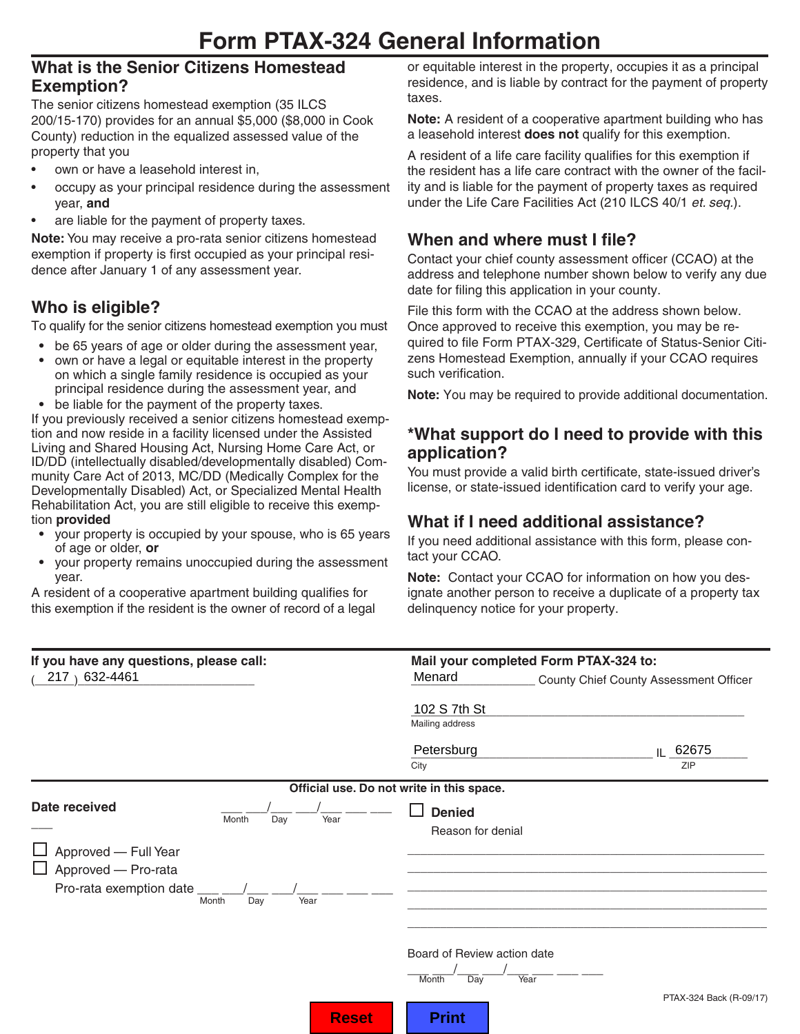# Form PTAX-324 General Information

## What is the Senior Citizens Homestead Exemption?

The senior citizens homestead exemption (35 ILCS 200/15-170) provides for an annual $5,000 ($8,000 in Cook County) reduction in the equalized assessed value of the property that you

- own or have a leasehold interest in,
- occupy as your principal residence during the assessment year, **and**
- are liable for the payment of property taxes.

**Note:** You may receive a pro-rata senior citizens homestead exemption if property is first occupied as your principal residence after January 1 of any assessment year.

## Who is eligible?

To qualify for the senior citizens homestead exemption you must

- be 65 years of age or older during the assessment year,
- own or have a legal or equitable interest in the property on which a single family residence is occupied as your principal residence during the assessment year, and
- be liable for the payment of the property taxes.

If you previously received a senior citizens homestead exemption and now reside in a facility licensed under the Assisted Living and Shared Housing Act, Nursing Home Care Act, or ID/DD (intellectually disabled/developmentally disabled) Community Care Act of 2013, MC/DD (Medically Complex for the Developmentally Disabled) Act, or Specialized Mental Health Rehabilitation Act, you are still eligible to receive this exemption **provided**

- your property is occupied by your spouse, who is 65 years of age or older, **or**
- your property remains unoccupied during the assessment year.

A resident of a cooperative apartment building qualifies for this exemption if the resident is the owner of record of a legal or equitable interest in the property, occupies it as a principal residence, and is liable by contract for the payment of property taxes.

**Note:** A resident of a cooperative apartment building who has a leasehold interest **does not** qualify for this exemption.

A resident of a life care facility qualifies for this exemption if the resident has a life care contract with the owner of the facility and is liable for the payment of property taxes as required under the Life Care Facilities Act (210 ILCS 40/1 *et. seq.*).

## When and where must I file?

Contact your chief county assessment officer (CCAO) at the address and telephone number shown below to verify any due date for filing this application in your county.

File this form with the CCAO at the address shown below. Once approved to receive this exemption, you may be required to file Form PTAX-329, Certificate of Status-Senior Citizens Homestead Exemption, annually if your CCAO requires such verification.

**Note:** You may be required to provide additional documentation.

## *What support do I need to provide with this application?

You must provide a valid birth certificate, state-issued driver's license, or state-issued identification card to verify your age.

## What if I need additional assistance?

If you need additional assistance with this form, please contact your CCAO.

**Note:** Contact your CCAO for information on how you designate another person to receive a duplicate of a property tax delinquency notice for your property.

---

**If you have any questions, please call:**

(217) 632-4461

**Mail your completed Form PTAX-324 to:**

Menard County Chief County Assessment Officer

102 S 7th St
Mailing address

Petersburg IL 62675
City ZIP

---

**Official use. Do not write in this space.**

**Date received** ___ ___/___ ___/___ ___ ___ ___ (Month Day Year)

☐ Approved — Full Year

☐ Approved — Pro-rata

Pro-rata exemption date ___ ___/___ ___/___ ___ ___ ___ (Month Day Year)

☐ **Denied**

Reason for denial

______________________________________________

______________________________________________

______________________________________________

______________________________________________

______________________________________________

Board of Review action date ___ ___/___ ___/___ ___ ___ ___ (Month Day Year)

PTAX-324 Back (R-09/17)

Reset Print